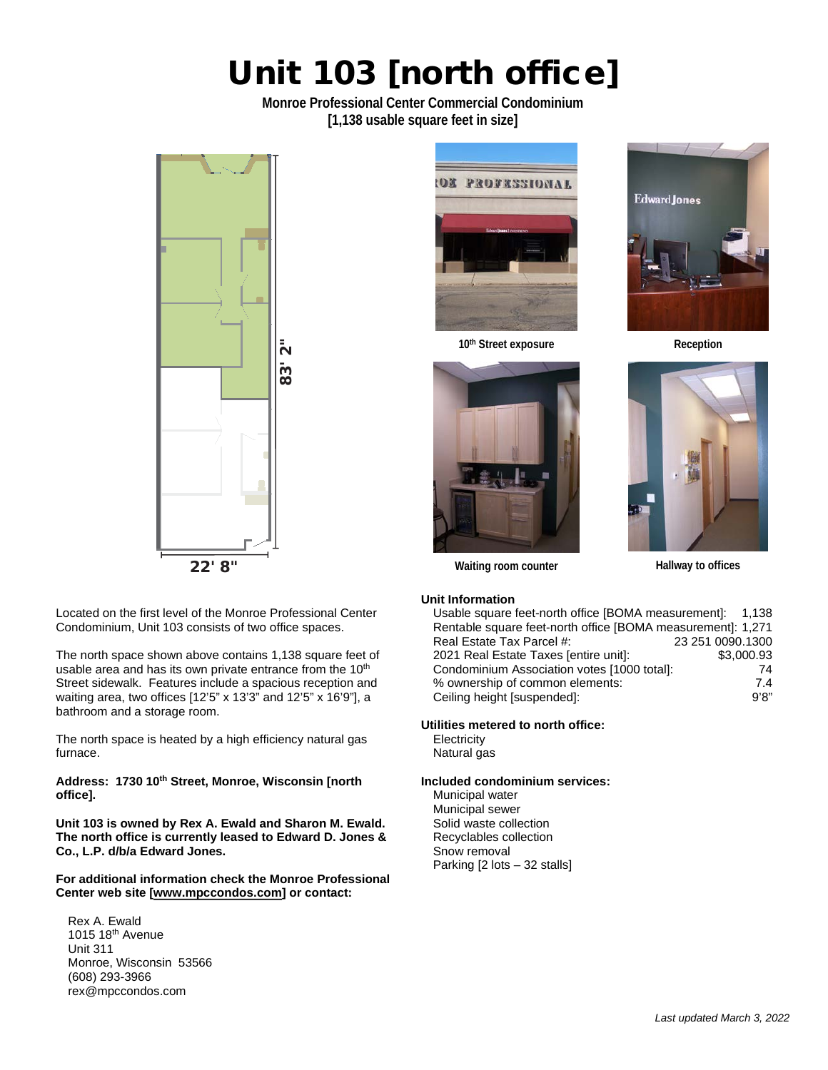# Unit 103 [north office]

**Monroe Professional Center Commercial Condominium**
**[1,138 usable square feet in size]**

83' 2"

22' 8"

10th Street exposure

Reception

Waiting room counter

Hallway to offices

Located on the first level of the Monroe Professional Center Condominium, Unit 103 consists of two office spaces.

The north space shown above contains 1,138 square feet of usable area and has its own private entrance from the 10th Street sidewalk. Features include a spacious reception and waiting area, two offices [12'5" x 13'3" and 12'5" x 16'9"], a bathroom and a storage room.

The north space is heated by a high efficiency natural gas furnace.

**Address: 1730 10th Street, Monroe, Wisconsin [north office].**

**Unit 103 is owned by Rex A. Ewald and Sharon M. Ewald. The north office is currently leased to Edward D. Jones & Co., L.P. d/b/a Edward Jones.**

**For additional information check the Monroe Professional Center web site [www.mpccondos.com] or contact:**

Rex A. Ewald
1015 18th Avenue
Unit 311
Monroe, Wisconsin 53566
(608) 293-3966
rex@mpccondos.com

**Unit Information**

| | |
|---|---|
| Usable square feet-north office [BOMA measurement]: | 1,138 |
| Rentable square feet-north office [BOMA measurement]: | 1,271 |
| Real Estate Tax Parcel #: | 23 251 0090.1300 |
| 2021 Real Estate Taxes [entire unit]: | $3,000.93 |
| Condominium Association votes [1000 total]: | 74 |
| % ownership of common elements: | 7.4 |
| Ceiling height [suspended]: | 9'8" |

**Utilities metered to north office:**

Electricity
Natural gas

**Included condominium services:**

Municipal water
Municipal sewer
Solid waste collection
Recyclables collection
Snow removal
Parking [2 lots – 32 stalls]

*Last updated March 3, 2022*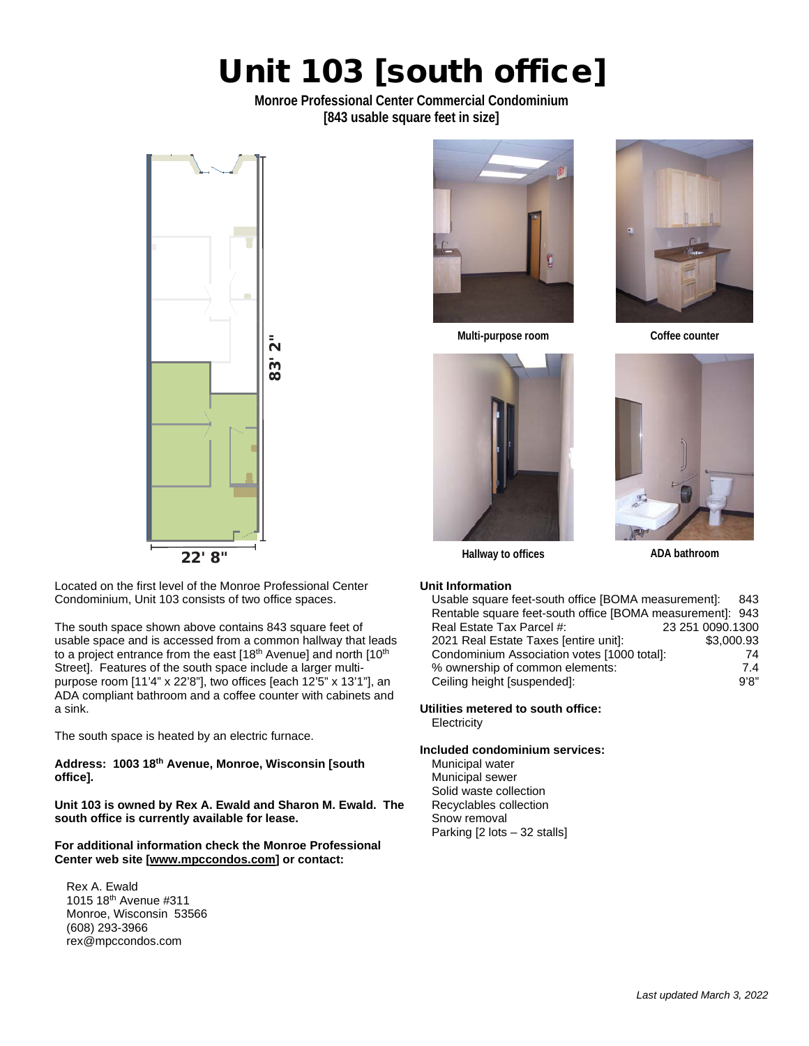# Unit 103 [south office]

**Monroe Professional Center Commercial Condominium**
**[843 usable square feet in size]**

83' 2"

22' 8"

**Multi-purpose room**

**Coffee counter**

**Hallway to offices**

**ADA bathroom**

Located on the first level of the Monroe Professional Center Condominium, Unit 103 consists of two office spaces.

The south space shown above contains 843 square feet of usable space and is accessed from a common hallway that leads to a project entrance from the east [18th Avenue] and north [10th Street]. Features of the south space include a larger multi-purpose room [11'4" x 22'8"], two offices [each 12'5" x 13'1"], an ADA compliant bathroom and a coffee counter with cabinets and a sink.

The south space is heated by an electric furnace.

**Address: 1003 18th Avenue, Monroe, Wisconsin [south office].**

**Unit 103 is owned by Rex A. Ewald and Sharon M. Ewald. The south office is currently available for lease.**

**For additional information check the Monroe Professional Center web site [www.mpccondos.com] or contact:**

Rex A. Ewald
1015 18th Avenue #311
Monroe, Wisconsin 53566
(608) 293-3966
rex@mpccondos.com

**Unit Information**

| | |
|---|---|
| Usable square feet-south office [BOMA measurement]: | 843 |
| Rentable square feet-south office [BOMA measurement]: | 943 |
| Real Estate Tax Parcel #: | 23 251 0090.1300 |
| 2021 Real Estate Taxes [entire unit]: | $3,000.93 |
| Condominium Association votes [1000 total]: | 74 |
| % ownership of common elements: | 7.4 |
| Ceiling height [suspended]: | 9'8" |

**Utilities metered to south office:**

Electricity

**Included condominium services:**

Municipal water
Municipal sewer
Solid waste collection
Recyclables collection
Snow removal
Parking [2 lots – 32 stalls]

*Last updated March 3, 2022*